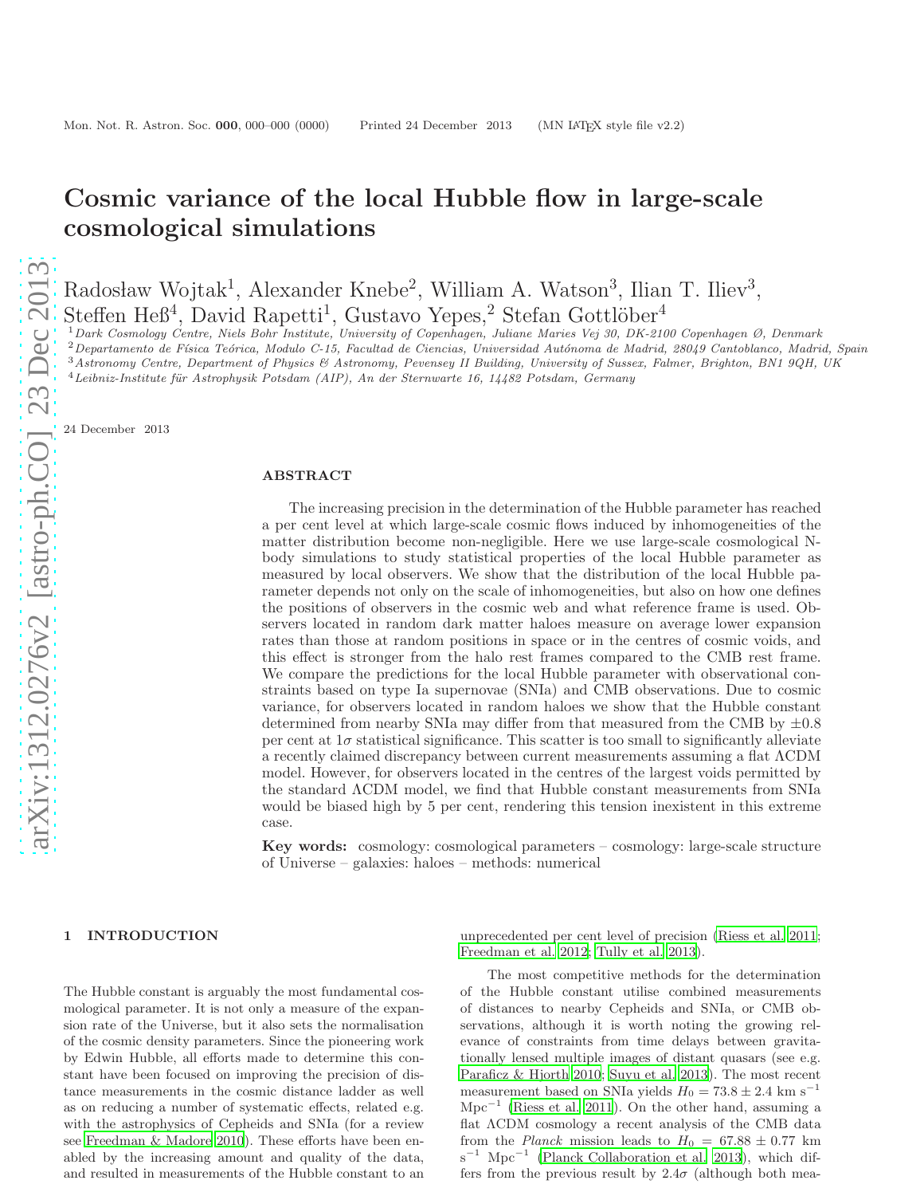# Cosmic variance of the local Hubble flow in large-scale cosmological simulations

Radosław Wojtak[1], Alexander Knebe[2], William A. Watson[3], Ilian T. Iliev[3], Steffen Heß[4], David Rapetti[1], Gustavo Yepes,[2] Stefan Gottlöber[4]

[1] *Dark Cosmology Centre, Niels Bohr Institute, University of Copenhagen, Juliane Maries Vej 30, DK-2100 Copenhagen Ø, Denmark*
[2] *Departamento de Física Teórica, Modulo C-15, Facultad de Ciencias, Universidad Autónoma de Madrid, 28049 Cantoblanco, Madrid, Spain*
[3] *Astronomy Centre, Department of Physics & Astronomy, Pevensey II Building, University of Sussex, Falmer, Brighton, BN1 9QH, UK*
[4] *Leibniz-Institute für Astrophysik Potsdam (AIP), An der Sternwarte 16, 14482 Potsdam, Germany*

24 December 2013

## ABSTRACT

The increasing precision in the determination of the Hubble parameter has reached a per cent level at which large-scale cosmic flows induced by inhomogeneities of the matter distribution become non-negligible. Here we use large-scale cosmological N-body simulations to study statistical properties of the local Hubble parameter as measured by local observers. We show that the distribution of the local Hubble parameter depends not only on the scale of inhomogeneities, but also on how one defines the positions of observers in the cosmic web and what reference frame is used. Observers located in random dark matter haloes measure on average lower expansion rates than those at random positions in space or in the centres of cosmic voids, and this effect is stronger from the halo rest frames compared to the CMB rest frame. We compare the predictions for the local Hubble parameter with observational constraints based on type Ia supernovae (SNIa) and CMB observations. Due to cosmic variance, for observers located in random haloes we show that the Hubble constant determined from nearby SNIa may differ from that measured from the CMB by $\pm 0.8$ per cent at $1\sigma$ statistical significance. This scatter is too small to significantly alleviate a recently claimed discrepancy between current measurements assuming a flat ΛCDM model. However, for observers located in the centres of the largest voids permitted by the standard ΛCDM model, we find that Hubble constant measurements from SNIa would be biased high by 5 per cent, rendering this tension inexistent in this extreme case.

**Key words:** cosmology: cosmological parameters – cosmology: large-scale structure of Universe – galaxies: haloes – methods: numerical

## 1 INTRODUCTION

The Hubble constant is arguably the most fundamental cosmological parameter. It is not only a measure of the expansion rate of the Universe, but it also sets the normalisation of the cosmic density parameters. Since the pioneering work by Edwin Hubble, all efforts made to determine this constant have been focused on improving the precision of distance measurements in the cosmic distance ladder as well as on reducing a number of systematic effects, related e.g. with the astrophysics of Cepheids and SNIa (for a review see Freedman & Madore 2010). These efforts have been enabled by the increasing amount and quality of the data, and resulted in measurements of the Hubble constant to an unprecedented per cent level of precision (Riess et al. 2011; Freedman et al. 2012; Tully et al. 2013).

The most competitive methods for the determination of the Hubble constant utilise combined measurements of distances to nearby Cepheids and SNIa, or CMB observations, although it is worth noting the growing relevance of constraints from time delays between gravitationally lensed multiple images of distant quasars (see e.g. Paraficz & Hjorth 2010; Suyu et al. 2013). The most recent measurement based on SNIa yields $H_0 = 73.8 \pm 2.4$ km s$^{-1}$ Mpc$^{-1}$ (Riess et al. 2011). On the other hand, assuming a flat ΛCDM cosmology a recent analysis of the CMB data from the *Planck* mission leads to $H_0 = 67.88 \pm 0.77$ km s$^{-1}$ Mpc$^{-1}$ (Planck Collaboration et al. 2013), which differs from the previous result by $2.4\sigma$ (although both mea-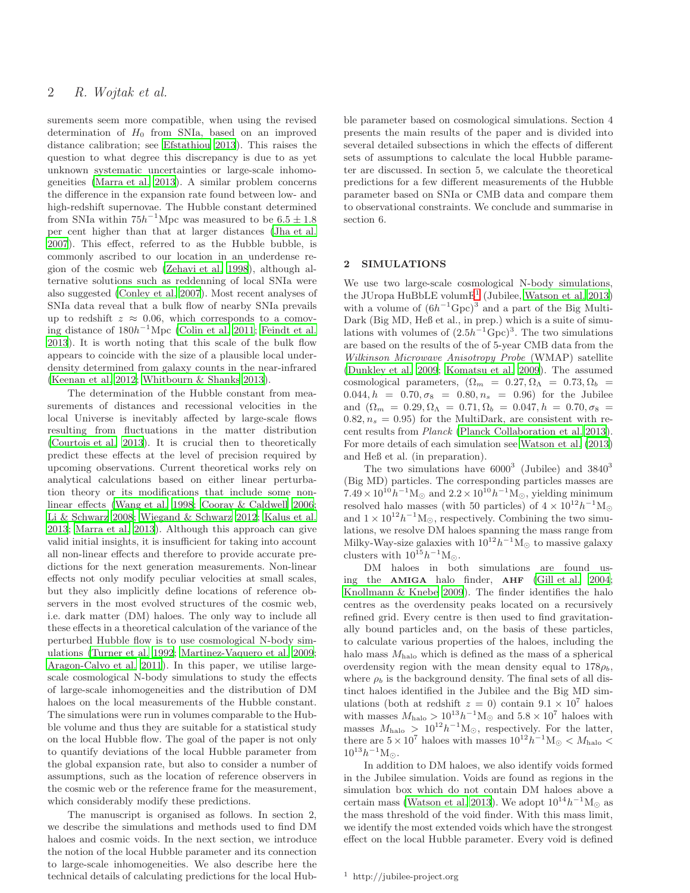surements seem more compatible, when using the revised determination of $H_0$ from SNIa, based on an improved distance calibration; see Efstathiou 2013). This raises the question to what degree this discrepancy is due to as yet unknown systematic uncertainties or large-scale inhomogeneities (Marra et al. 2013). A similar problem concerns the difference in the expansion rate found between low- and high-redshift supernovae. The Hubble constant determined from SNIa within $75h^{-1}$Mpc was measured to be $6.5 \pm 1.8$ per cent higher than that at larger distances (Jha et al. 2007). This effect, referred to as the Hubble bubble, is commonly ascribed to our location in an underdense region of the cosmic web (Zehavi et al. 1998), although alternative solutions such as reddenning of local SNIa were also suggested (Conley et al. 2007). Most recent analyses of SNIa data reveal that a bulk flow of nearby SNIa prevails up to redshift $z \approx 0.06$, which corresponds to a comoving distance of $180h^{-1}$Mpc (Colin et al. 2011; Feindt et al. 2013). It is worth noting that this scale of the bulk flow appears to coincide with the size of a plausible local underdensity determined from galaxy counts in the near-infrared (Keenan et al. 2012; Whitbourn & Shanks 2013).

The determination of the Hubble constant from measurements of distances and recessional velocities in the local Universe is inevitably affected by large-scale flows resulting from fluctuations in the matter distribution (Courtois et al. 2013). It is crucial then to theoretically predict these effects at the level of precision required by upcoming observations. Current theoretical works rely on analytical calculations based on either linear perturbation theory or its modifications that include some non-linear effects (Wang et al. 1998; Cooray & Caldwell 2006; Li & Schwarz 2008; Wiegand & Schwarz 2012; Kalus et al. 2013; Marra et al. 2013). Although this approach can give valid initial insights, it is insufficient for taking into account all non-linear effects and therefore to provide accurate predictions for the next generation measurements. Non-linear effects not only modify peculiar velocities at small scales, but they also implicitly define locations of reference observers in the most evolved structures of the cosmic web, i.e. dark matter (DM) haloes. The only way to include all these effects in a theoretical calculation of the variance of the perturbed Hubble flow is to use cosmological N-body simulations (Turner et al. 1992; Martinez-Vaquero et al. 2009; Aragon-Calvo et al. 2011). In this paper, we utilise large-scale cosmological N-body simulations to study the effects of large-scale inhomogeneities and the distribution of DM haloes on the local measurements of the Hubble constant. The simulations were run in volumes comparable to the Hubble volume and thus they are suitable for a statistical study on the local Hubble flow. The goal of the paper is not only to quantify deviations of the local Hubble parameter from the global expansion rate, but also to consider a number of assumptions, such as the location of reference observers in the cosmic web or the reference frame for the measurement, which considerably modify these predictions.

The manuscript is organised as follows. In section 2, we describe the simulations and methods used to find DM haloes and cosmic voids. In the next section, we introduce the notion of the local Hubble parameter and its connection to large-scale inhomogeneities. We also describe here the technical details of calculating predictions for the local Hubble parameter based on cosmological simulations. Section 4 presents the main results of the paper and is divided into several detailed subsections in which the effects of different sets of assumptions to calculate the local Hubble parameter are discussed. In section 5, we calculate the theoretical predictions for a few different measurements of the Hubble parameter based on SNIa or CMB data and compare them to observational constraints. We conclude and summarise in section 6.

## 2 SIMULATIONS

We use two large-scale cosmological N-body simulations, the JUropa HuBbLE volumE[1] (Jubilee, Watson et al. 2013) with a volume of $(6h^{-1}\mathrm{Gpc})^3$ and a part of the Big MultiDark (Big MD, Heß et al., in prep.) which is a suite of simulations with volumes of $(2.5h^{-1}\mathrm{Gpc})^3$. The two simulations are based on the results of the of 5-year CMB data from the *Wilkinson Microwave Anisotropy Probe* (WMAP) satellite (Dunkley et al. 2009; Komatsu et al. 2009). The assumed cosmological parameters, $(\Omega_m = 0.27, \Omega_\Lambda = 0.73, \Omega_b = 0.044, h = 0.70, \sigma_8 = 0.80, n_s = 0.96)$ for the Jubilee and $(\Omega_m = 0.29, \Omega_\Lambda = 0.71, \Omega_b = 0.047, h = 0.70, \sigma_8 = 0.82, n_s = 0.95)$ for the MultiDark, are consistent with recent results from *Planck* (Planck Collaboration et al. 2013). For more details of each simulation see Watson et al. (2013) and Heß et al. (in preparation).

The two simulations have $6000^3$ (Jubilee) and $3840^3$ (Big MD) particles. The corresponding particles masses are $7.49\times10^{10}h^{-1}\mathrm{M}_\odot$ and $2.2\times10^{10}h^{-1}\mathrm{M}_\odot$, yielding minimum resolved halo masses (with 50 particles) of $4\times10^{12}h^{-1}\mathrm{M}_\odot$ and $1\times10^{12}h^{-1}\mathrm{M}_\odot$, respectively. Combining the two simulations, we resolve DM haloes spanning the mass range from Milky-Way-size galaxies with $10^{12}h^{-1}\mathrm{M}_\odot$ to massive galaxy clusters with $10^{15}h^{-1}\mathrm{M}_\odot$.

DM haloes in both simulations are found using the **AMIGA** halo finder, **AHF** (Gill et al. 2004; Knollmann & Knebe 2009). The finder identifies the halo centres as the overdensity peaks located on a recursively refined grid. Every centre is then used to find gravitationally bound particles and, on the basis of these particles, to calculate various properties of the haloes, including the halo mass $M_{\mathrm{halo}}$ which is defined as the mass of a spherical overdensity region with the mean density equal to $178\rho_b$, where $\rho_b$ is the background density. The final sets of all distinct haloes identified in the Jubilee and the Big MD simulations (both at redshift $z = 0$) contain $9.1\times10^7$ haloes with masses $M_{\mathrm{halo}} > 10^{13}h^{-1}\mathrm{M}_\odot$ and $5.8\times10^7$ haloes with masses $M_{\mathrm{halo}} > 10^{12}h^{-1}\mathrm{M}_\odot$, respectively. For the latter, there are $5\times10^7$ haloes with masses $10^{12}h^{-1}\mathrm{M}_\odot < M_{\mathrm{halo}} < 10^{13}h^{-1}\mathrm{M}_\odot$.

In addition to DM haloes, we also identify voids formed in the Jubilee simulation. Voids are found as regions in the simulation box which do not contain DM haloes above a certain mass (Watson et al. 2013). We adopt $10^{14}h^{-1}\mathrm{M}_\odot$ as the mass threshold of the void finder. With this mass limit, we identify the most extended voids which have the strongest effect on the local Hubble parameter. Every void is defined

[1] http://jubilee-project.org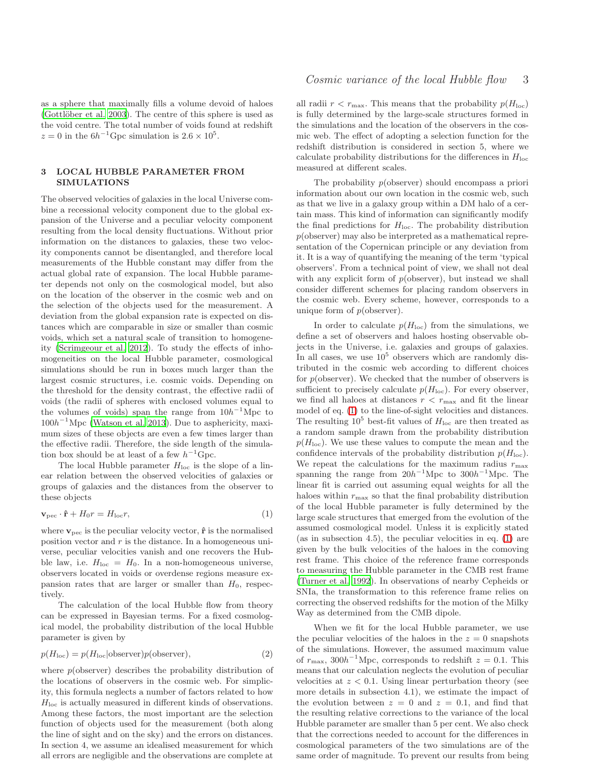as a sphere that maximally fills a volume devoid of haloes (Gottlöber et al. 2003). The centre of this sphere is used as the void centre. The total number of voids found at redshift $z = 0$ in the $6h^{-1}$Gpc simulation is $2.6 \times 10^5$.

## 3 LOCAL HUBBLE PARAMETER FROM SIMULATIONS

The observed velocities of galaxies in the local Universe combine a recessional velocity component due to the global expansion of the Universe and a peculiar velocity component resulting from the local density fluctuations. Without prior information on the distances to galaxies, these two velocity components cannot be disentangled, and therefore local measurements of the Hubble constant may differ from the actual global rate of expansion. The local Hubble parameter depends not only on the cosmological model, but also on the location of the observer in the cosmic web and on the selection of the objects used for the measurement. A deviation from the global expansion rate is expected on distances which are comparable in size or smaller than cosmic voids, which set a natural scale of transition to homogeneity (Scrimgeour et al. 2012). To study the effects of inhomogeneities on the local Hubble parameter, cosmological simulations should be run in boxes much larger than the largest cosmic structures, i.e. cosmic voids. Depending on the threshold for the density contrast, the effective radii of voids (the radii of spheres with enclosed volumes equal to the volumes of voids) span the range from $10h^{-1}$Mpc to $100h^{-1}$Mpc (Watson et al. 2013). Due to asphericity, maximum sizes of these objects are even a few times larger than the effective radii. Therefore, the side length of the simulation box should be at least of a few $h^{-1}$Gpc.

The local Hubble parameter $H_{\rm loc}$ is the slope of a linear relation between the observed velocities of galaxies or groups of galaxies and the distances from the observer to these objects

$$\mathbf{v}_{\rm pec} \cdot \hat{\mathbf{r}} + H_0 r = H_{\rm loc} r, \tag{1}$$

where $\mathbf{v}_{\rm pec}$ is the peculiar velocity vector, $\hat{\mathbf{r}}$ is the normalised position vector and $r$ is the distance. In a homogeneous universe, peculiar velocities vanish and one recovers the Hubble law, i.e. $H_{\rm loc} = H_0$. In a non-homogeneous universe, observers located in voids or overdense regions measure expansion rates that are larger or smaller than $H_0$, respectively.

The calculation of the local Hubble flow from theory can be expressed in Bayesian terms. For a fixed cosmological model, the probability distribution of the local Hubble parameter is given by

$$p(H_{\rm loc}) = p(H_{\rm loc}|\text{observer})p(\text{observer}), \tag{2}$$

where $p(\text{observer})$ describes the probability distribution of the locations of observers in the cosmic web. For simplicity, this formula neglects a number of factors related to how $H_{\rm loc}$ is actually measured in different kinds of observations. Among these factors, the most important are the selection function of objects used for the measurement (both along the line of sight and on the sky) and the errors on distances. In section 4, we assume an idealised measurement for which all errors are negligible and the observations are complete at all radii $r < r_{\rm max}$. This means that the probability $p(H_{\rm loc})$ is fully determined by the large-scale structures formed in the simulations and the location of the observers in the cosmic web. The effect of adopting a selection function for the redshift distribution is considered in section 5, where we calculate probability distributions for the differences in $H_{\rm loc}$ measured at different scales.

The probability $p(\text{observer})$ should encompass a priori information about our own location in the cosmic web, such as that we live in a galaxy group within a DM halo of a certain mass. This kind of information can significantly modify the final predictions for $H_{\rm loc}$. The probability distribution $p(\text{observer})$ may also be interpreted as a mathematical representation of the Copernican principle or any deviation from it. It is a way of quantifying the meaning of the term 'typical observers'. From a technical point of view, we shall not deal with any explicit form of $p(\text{observer})$, but instead we shall consider different schemes for placing random observers in the cosmic web. Every scheme, however, corresponds to a unique form of $p(\text{observer})$.

In order to calculate $p(H_{\rm loc})$ from the simulations, we define a set of observers and haloes hosting observable objects in the Universe, i.e. galaxies and groups of galaxies. In all cases, we use $10^5$ observers which are randomly distributed in the cosmic web according to different choices for $p(\text{observer})$. We checked that the number of observers is sufficient to precisely calculate $p(H_{\rm loc})$. For every observer, we find all haloes at distances $r < r_{\rm max}$ and fit the linear model of eq. (1) to the line-of-sight velocities and distances. The resulting $10^5$ best-fit values of $H_{\rm loc}$ are then treated as a random sample drawn from the probability distribution $p(H_{\rm loc})$. We use these values to compute the mean and the confidence intervals of the probability distribution $p(H_{\rm loc})$. We repeat the calculations for the maximum radius $r_{\rm max}$ spanning the range from $20h^{-1}$Mpc to $300h^{-1}$Mpc. The linear fit is carried out assuming equal weights for all the haloes within $r_{\rm max}$ so that the final probability distribution of the local Hubble parameter is fully determined by the large scale structures that emerged from the evolution of the assumed cosmological model. Unless it is explicitly stated (as in subsection 4.5), the peculiar velocities in eq. (1) are given by the bulk velocities of the haloes in the comoving rest frame. This choice of the reference frame corresponds to measuring the Hubble parameter in the CMB rest frame (Turner et al. 1992). In observations of nearby Cepheids or SNIa, the transformation to this reference frame relies on correcting the observed redshifts for the motion of the Milky Way as determined from the CMB dipole.

When we fit for the local Hubble parameter, we use the peculiar velocities of the haloes in the $z = 0$ snapshots of the simulations. However, the assumed maximum value of $r_{\rm max}$, $300h^{-1}$Mpc, corresponds to redshift $z = 0.1$. This means that our calculation neglects the evolution of peculiar velocities at $z < 0.1$. Using linear perturbation theory (see more details in subsection 4.1), we estimate the impact of the evolution between $z = 0$ and $z = 0.1$, and find that the resulting relative corrections to the variance of the local Hubble parameter are smaller than 5 per cent. We also check that the corrections needed to account for the differences in cosmological parameters of the two simulations are of the same order of magnitude. To prevent our results from being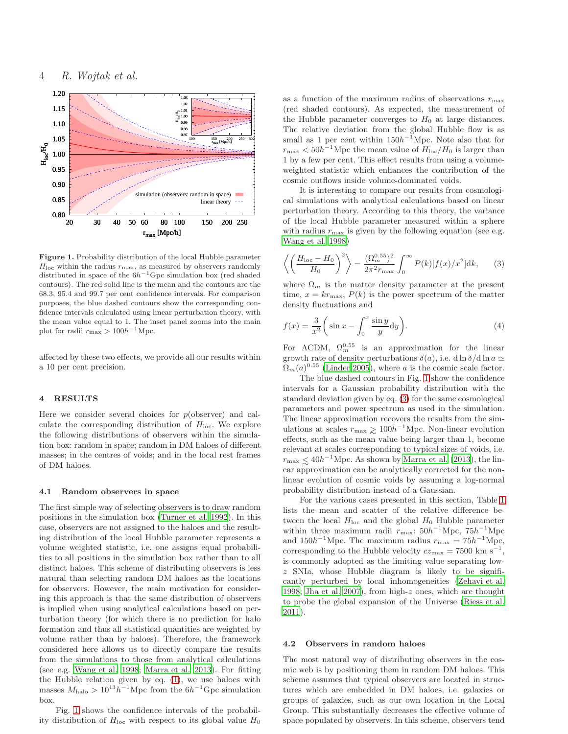**Figure 1.** Probability distribution of the local Hubble parameter $H_{\rm loc}$ within the radius $r_{\rm max}$, as measured by observers randomly distributed in space of the $6h^{-1}$Gpc simulation box (red shaded contours). The red solid line is the mean and the contours are the 68.3, 95.4 and 99.7 per cent confidence intervals. For comparison purposes, the blue dashed contours show the corresponding confidence intervals calculated using linear perturbation theory, with the mean value equal to 1. The inset panel zooms into the main plot for radii $r_{\rm max} > 100h^{-1}$Mpc.

affected by these two effects, we provide all our results within a 10 per cent precision.

## 4 RESULTS

Here we consider several choices for $p$(observer) and calculate the corresponding distribution of $H_{\rm loc}$. We explore the following distributions of observers within the simulation box: random in space; random in DM haloes of different masses; in the centres of voids; and in the local rest frames of DM haloes.

### 4.1 Random observers in space

The first simple way of selecting observers is to draw random positions in the simulation box (Turner et al. 1992). In this case, observers are not assigned to the haloes and the resulting distribution of the local Hubble parameter represents a volume weighted statistic, i.e. one assigns equal probabilities to all positions in the simulation box rather than to all distinct haloes. This scheme of distributing observers is less natural than selecting random DM haloes as the locations for observers. However, the main motivation for considering this approach is that the same distribution of observers is implied when using analytical calculations based on perturbation theory (for which there is no prediction for halo formation and thus all statistical quantities are weighted by volume rather than by haloes). Therefore, the framework considered here allows us to directly compare the results from the simulations to those from analytical calculations (see e.g. Wang et al. 1998; Marra et al. 2013). For fitting the Hubble relation given by eq. (1), we use haloes with masses $M_{\rm halo} > 10^{13}h^{-1}$Mpc from the $6h^{-1}$Gpc simulation box.

Fig. 1 shows the confidence intervals of the probability distribution of $H_{\rm loc}$ with respect to its global value $H_0$ as a function of the maximum radius of observations $r_{\rm max}$ (red shaded contours). As expected, the measurement of the Hubble parameter converges to $H_0$ at large distances. The relative deviation from the global Hubble flow is as small as 1 per cent within $150h^{-1}$Mpc. Note also that for $r_{\rm max} < 50h^{-1}$Mpc the mean value of $H_{\rm loc}/H_0$ is larger than 1 by a few per cent. This effect results from using a volume-weighted statistic which enhances the contribution of the cosmic outflows inside volume-dominated voids.

It is interesting to compare our results from cosmological simulations with analytical calculations based on linear perturbation theory. According to this theory, the variance of the local Hubble parameter measured within a sphere with radius $r_{\rm max}$ is given by the following equation (see e.g. Wang et al. 1998)

$$\left\langle\left(\frac{H_{\rm loc}-H_0}{H_0}\right)^2\right\rangle=\frac{(\Omega_m^{0.55})^2}{2\pi^2 r_{\rm max}}\int_0^{\infty}P(k)[f(x)/x^2]{\rm d}k, \qquad (3)$$

where $\Omega_m$ is the matter density parameter at the present time, $x = kr_{\rm max}$, $P(k)$ is the power spectrum of the matter density fluctuations and

$$f(x)=\frac{3}{x^2}\left(\sin x-\int_0^x\frac{\sin y}{y}{\rm d}y\right). \qquad (4)$$

For ΛCDM, $\Omega_m^{0.55}$ is an approximation for the linear growth rate of density perturbations $\delta(a)$, i.e. ${\rm d}\ln\delta/{\rm d}\ln a \simeq \Omega_m(a)^{0.55}$ (Linder 2005), where $a$ is the cosmic scale factor.

The blue dashed contours in Fig. 1 show the confidence intervals for a Gaussian probability distribution with the standard deviation given by eq. (3) for the same cosmological parameters and power spectrum as used in the simulation. The linear approximation recovers the results from the simulations at scales $r_{\rm max} \gtrsim 100h^{-1}$Mpc. Non-linear evolution effects, such as the mean value being larger than 1, become relevant at scales corresponding to typical sizes of voids, i.e. $r_{\rm max} \lesssim 40h^{-1}$Mpc. As shown by Marra et al. (2013), the linear approximation can be analytically corrected for the non-linear evolution of cosmic voids by assuming a log-normal probability distribution instead of a Gaussian.

For the various cases presented in this section, Table 1 lists the mean and scatter of the relative difference between the local $H_{\rm loc}$ and the global $H_0$ Hubble parameter within three maximum radii $r_{\rm max}$: $50h^{-1}$Mpc, $75h^{-1}$Mpc and $150h^{-1}$Mpc. The maximum radius $r_{\rm max} = 75h^{-1}$Mpc, corresponding to the Hubble velocity $cz_{\rm max} = 7500$ km s$^{-1}$, is commonly adopted as the limiting value separating low-$z$ SNIa, whose Hubble diagram is likely to be significantly perturbed by local inhomogeneities (Zehavi et al. 1998; Jha et al. 2007), from high-$z$ ones, which are thought to probe the global expansion of the Universe (Riess et al. 2011).

### 4.2 Observers in random haloes

The most natural way of distributing observers in the cosmic web is by positioning them in random DM haloes. This scheme assumes that typical observers are located in structures which are embedded in DM haloes, i.e. galaxies or groups of galaxies, such as our own location in the Local Group. This substantially decreases the effective volume of space populated by observers. In this scheme, observers tend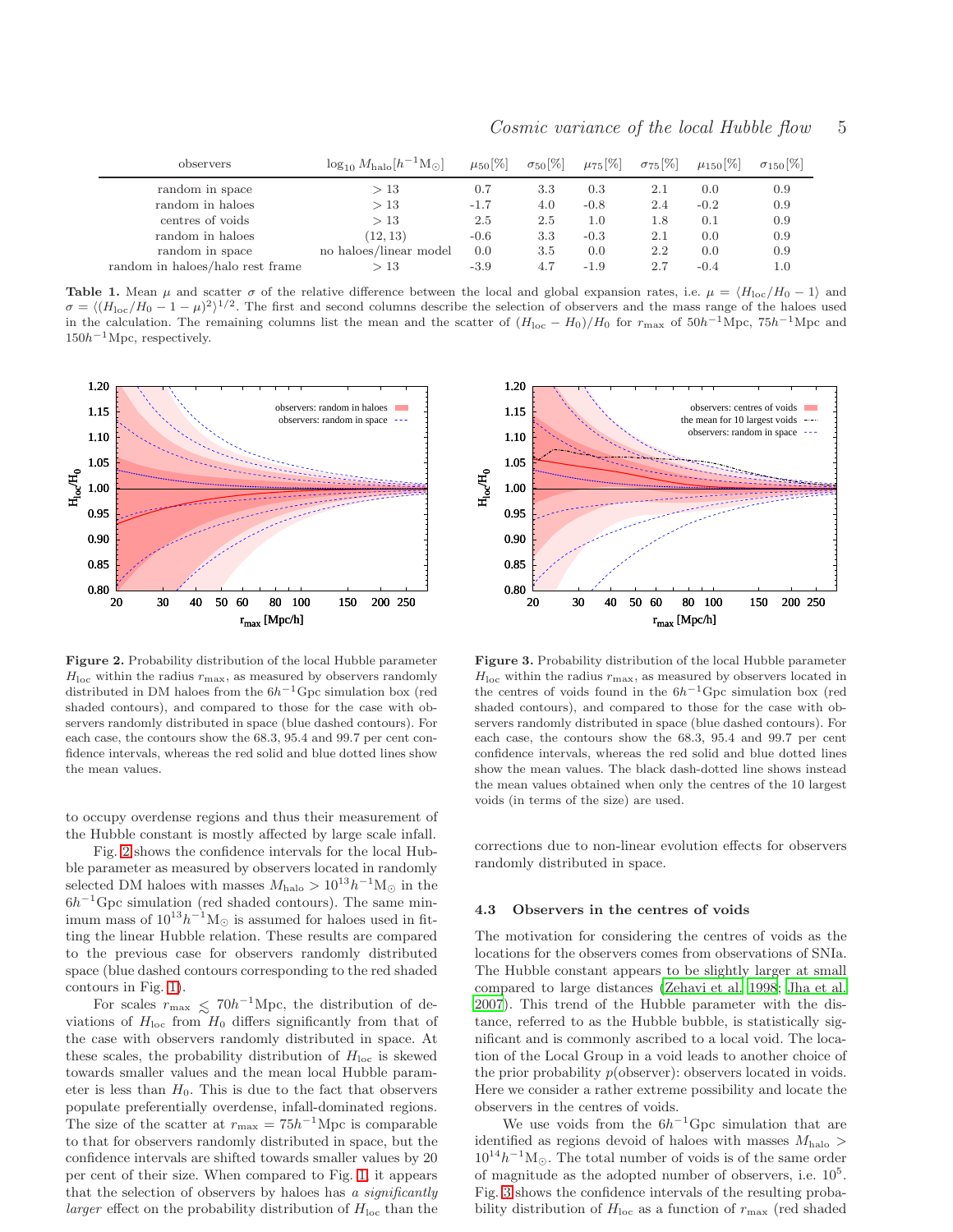| observers | $\log_{10} M_{\rm halo}[h^{-1}{\rm M}_{\odot}]$ | $\mu_{50}[\%]$ | $\sigma_{50}[\%]$ | $\mu_{75}[\%]$ | $\sigma_{75}[\%]$ | $\mu_{150}[\%]$ | $\sigma_{150}[\%]$ |
|---|---|---|---|---|---|---|---|
| random in space | $>13$ | 0.7 | 3.3 | 0.3 | 2.1 | 0.0 | 0.9 |
| random in haloes | $>13$ | -1.7 | 4.0 | -0.8 | 2.4 | -0.2 | 0.9 |
| centres of voids | $>13$ | 2.5 | 2.5 | 1.0 | 1.8 | 0.1 | 0.9 |
| random in haloes | $(12, 13)$ | -0.6 | 3.3 | -0.3 | 2.1 | 0.0 | 0.9 |
| random in space | no haloes/linear model | 0.0 | 3.5 | 0.0 | 2.2 | 0.0 | 0.9 |
| random in haloes/halo rest frame | $>13$ | -3.9 | 4.7 | -1.9 | 2.7 | -0.4 | 1.0 |

**Table 1.** Mean $\mu$ and scatter $\sigma$ of the relative difference between the local and global expansion rates, i.e. $\mu = \langle H_{\rm loc}/H_0 - 1\rangle$ and $\sigma = \langle (H_{\rm loc}/H_0 - 1 - \mu)^2\rangle^{1/2}$. The first and second columns describe the selection of observers and the mass range of the haloes used in the calculation. The remaining columns list the mean and the scatter of $(H_{\rm loc} - H_0)/H_0$ for $r_{\rm max}$ of $50h^{-1}$Mpc, $75h^{-1}$Mpc and $150h^{-1}$Mpc, respectively.

**Figure 2.** Probability distribution of the local Hubble parameter $H_{\rm loc}$ within the radius $r_{\rm max}$, as measured by observers randomly distributed in DM haloes from the $6h^{-1}$Gpc simulation box (red shaded contours), and compared to those for the case with observers randomly distributed in space (blue dashed contours). For each case, the contours show the 68.3, 95.4 and 99.7 per cent confidence intervals, whereas the red solid and blue dotted lines show the mean values.

**Figure 3.** Probability distribution of the local Hubble parameter $H_{\rm loc}$ within the radius $r_{\rm max}$, as measured by observers located in the centres of voids found in the $6h^{-1}$Gpc simulation box (red shaded contours), and compared to those for the case with observers randomly distributed in space (blue dashed contours). For each case, the contours show the 68.3, 95.4 and 99.7 per cent confidence intervals, whereas the red solid and blue dotted lines show the mean values. The black dash-dotted line shows instead the mean values obtained when only the centres of the 10 largest voids (in terms of the size) are used.

to occupy overdense regions and thus their measurement of the Hubble constant is mostly affected by large scale infall.

Fig. 2 shows the confidence intervals for the local Hubble parameter as measured by observers located in randomly selected DM haloes with masses $M_{\rm halo} > 10^{13}h^{-1}{\rm M}_{\odot}$ in the $6h^{-1}$Gpc simulation (red shaded contours). The same minimum mass of $10^{13}h^{-1}{\rm M}_{\odot}$ is assumed for haloes used in fitting the linear Hubble relation. These results are compared to the previous case for observers randomly distributed space (blue dashed contours corresponding to the red shaded contours in Fig. 1).

For scales $r_{\rm max} \lesssim 70h^{-1}$Mpc, the distribution of deviations of $H_{\rm loc}$ from $H_0$ differs significantly from that of the case with observers randomly distributed in space. At these scales, the probability distribution of $H_{\rm loc}$ is skewed towards smaller values and the mean local Hubble parameter is less than $H_0$. This is due to the fact that observers populate preferentially overdense, infall-dominated regions. The size of the scatter at $r_{\rm max} = 75h^{-1}$Mpc is comparable to that for observers randomly distributed in space, but the confidence intervals are shifted towards smaller values by 20 per cent of their size. When compared to Fig. 1, it appears that the selection of observers by haloes has *a significantly larger* effect on the probability distribution of $H_{\rm loc}$ than the corrections due to non-linear evolution effects for observers randomly distributed in space.

### 4.3 Observers in the centres of voids

The motivation for considering the centres of voids as the locations for the observers comes from observations of SNIa. The Hubble constant appears to be slightly larger at small compared to large distances (Zehavi et al. 1998; Jha et al. 2007). This trend of the Hubble parameter with the distance, referred to as the Hubble bubble, is statistically significant and is commonly ascribed to a local void. The location of the Local Group in a void leads to another choice of the prior probability $p$(observer): observers located in voids. Here we consider a rather extreme possibility and locate the observers in the centres of voids.

We use voids from the $6h^{-1}$Gpc simulation that are identified as regions devoid of haloes with masses $M_{\rm halo} > 10^{14}h^{-1}{\rm M}_{\odot}$. The total number of voids is of the same order of magnitude as the adopted number of observers, i.e. $10^5$. Fig. 3 shows the confidence intervals of the resulting probability distribution of $H_{\rm loc}$ as a function of $r_{\rm max}$ (red shaded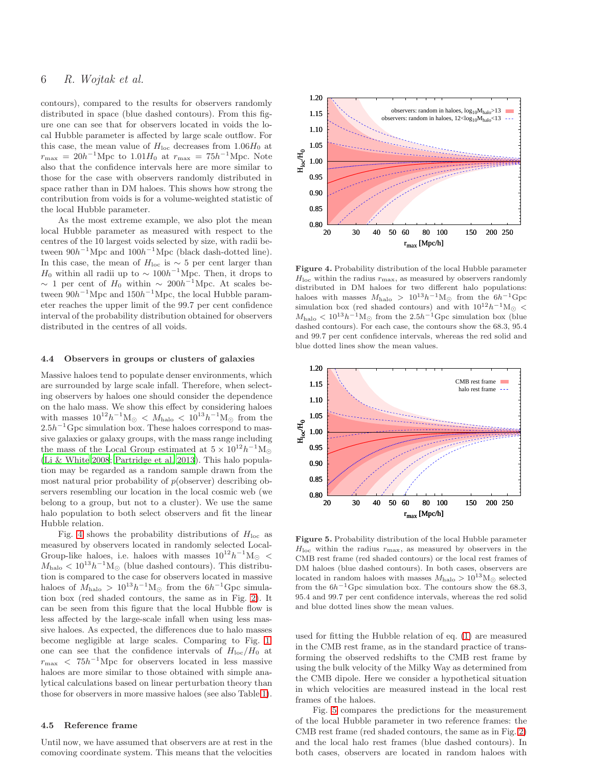contours), compared to the results for observers randomly distributed in space (blue dashed contours). From this figure one can see that for observers located in voids the local Hubble parameter is affected by large scale outflow. For this case, the mean value of $H_{\rm loc}$ decreases from $1.06H_0$ at $r_{\rm max} = 20h^{-1}$Mpc to $1.01H_0$ at $r_{\rm max} = 75h^{-1}$Mpc. Note also that the confidence intervals here are more similar to those for the case with observers randomly distributed in space rather than in DM haloes. This shows how strong the contribution from voids is for a volume-weighted statistic of the local Hubble parameter.

As the most extreme example, we also plot the mean local Hubble parameter as measured with respect to the centres of the 10 largest voids selected by size, with radii between $90h^{-1}$Mpc and $100h^{-1}$Mpc (black dash-dotted line). In this case, the mean of $H_{\rm loc}$ is $\sim 5$ per cent larger than $H_0$ within all radii up to $\sim 100h^{-1}$Mpc. Then, it drops to $\sim 1$ per cent of $H_0$ within $\sim 200h^{-1}$Mpc. At scales between $90h^{-1}$Mpc and $150h^{-1}$Mpc, the local Hubble parameter reaches the upper limit of the 99.7 per cent confidence interval of the probability distribution obtained for observers distributed in the centres of all voids.

### 4.4 Observers in groups or clusters of galaxies

Massive haloes tend to populate denser environments, which are surrounded by large scale infall. Therefore, when selecting observers by haloes one should consider the dependence on the halo mass. We show this effect by considering haloes with masses $10^{12}h^{-1}{\rm M}_\odot < M_{\rm halo} < 10^{13}h^{-1}{\rm M}_\odot$ from the $2.5h^{-1}$Gpc simulation box. These haloes correspond to massive galaxies or galaxy groups, with the mass range including the mass of the Local Group estimated at $5\times10^{12}h^{-1}{\rm M}_\odot$ (Li & White 2008; Partridge et al. 2013). This halo population may be regarded as a random sample drawn from the most natural prior probability of $p$(observer) describing observers resembling our location in the local cosmic web (we belong to a group, but not to a cluster). We use the same halo population to both select observers and fit the linear Hubble relation.

Fig. 4 shows the probability distributions of $H_{\rm loc}$ as measured by observers located in randomly selected Local-Group-like haloes, i.e. haloes with masses $10^{12}h^{-1}{\rm M}_\odot < M_{\rm halo} < 10^{13}h^{-1}{\rm M}_\odot$ (blue dashed contours). This distribution is compared to the case for observers located in massive haloes of $M_{\rm halo} > 10^{13}h^{-1}{\rm M}_\odot$ from the $6h^{-1}$Gpc simulation box (red shaded contours, the same as in Fig. 2). It can be seen from this figure that the local Hubble flow is less affected by the large-scale infall when using less massive haloes. As expected, the differences due to halo masses become negligible at large scales. Comparing to Fig. 1 one can see that the confidence intervals of $H_{\rm loc}/H_0$ at $r_{\rm max} < 75h^{-1}$Mpc for observers located in less massive haloes are more similar to those obtained with simple analytical calculations based on linear perturbation theory than those for observers in more massive haloes (see also Table 1).

### 4.5 Reference frame

Until now, we have assumed that observers are at rest in the comoving coordinate system. This means that the velocities used for fitting the Hubble relation of eq. (1) are measured in the CMB rest frame, as in the standard practice of transforming the observed redshifts to the CMB rest frame by using the bulk velocity of the Milky Way as determined from the CMB dipole. Here we consider a hypothetical situation in which velocities are measured instead in the local rest frames of the haloes.

Fig. 5 compares the predictions for the measurement of the local Hubble parameter in two reference frames: the CMB rest frame (red shaded contours, the same as in Fig. 2) and the local halo rest frames (blue dashed contours). In both cases, observers are located in random haloes with

**Figure 4.** Probability distribution of the local Hubble parameter $H_{\rm loc}$ within the radius $r_{\rm max}$, as measured by observers randomly distributed in DM haloes for two different halo populations: haloes with masses $M_{\rm halo} > 10^{13}h^{-1}{\rm M}_\odot$ from the $6h^{-1}$Gpc simulation box (red shaded contours) and with $10^{12}h^{-1}{\rm M}_\odot < M_{\rm halo} < 10^{13}h^{-1}{\rm M}_\odot$ from the $2.5h^{-1}$Gpc simulation box (blue dashed contours). For each case, the contours show the 68.3, 95.4 and 99.7 per cent confidence intervals, whereas the red solid and blue dotted lines show the mean values.

**Figure 5.** Probability distribution of the local Hubble parameter $H_{\rm loc}$ within the radius $r_{\rm max}$, as measured by observers in the CMB rest frame (red shaded contours) or the local rest frames of DM haloes (blue dashed contours). In both cases, observers are located in random haloes with $M_{\rm halo} > 10^{13}h^{-1}{\rm M}_\odot$ selected from the $6h^{-1}$Gpc simulation box. The contours show the 68.3, 95.4 and 99.7 per cent confidence intervals, whereas the red solid and blue dotted lines show the mean values.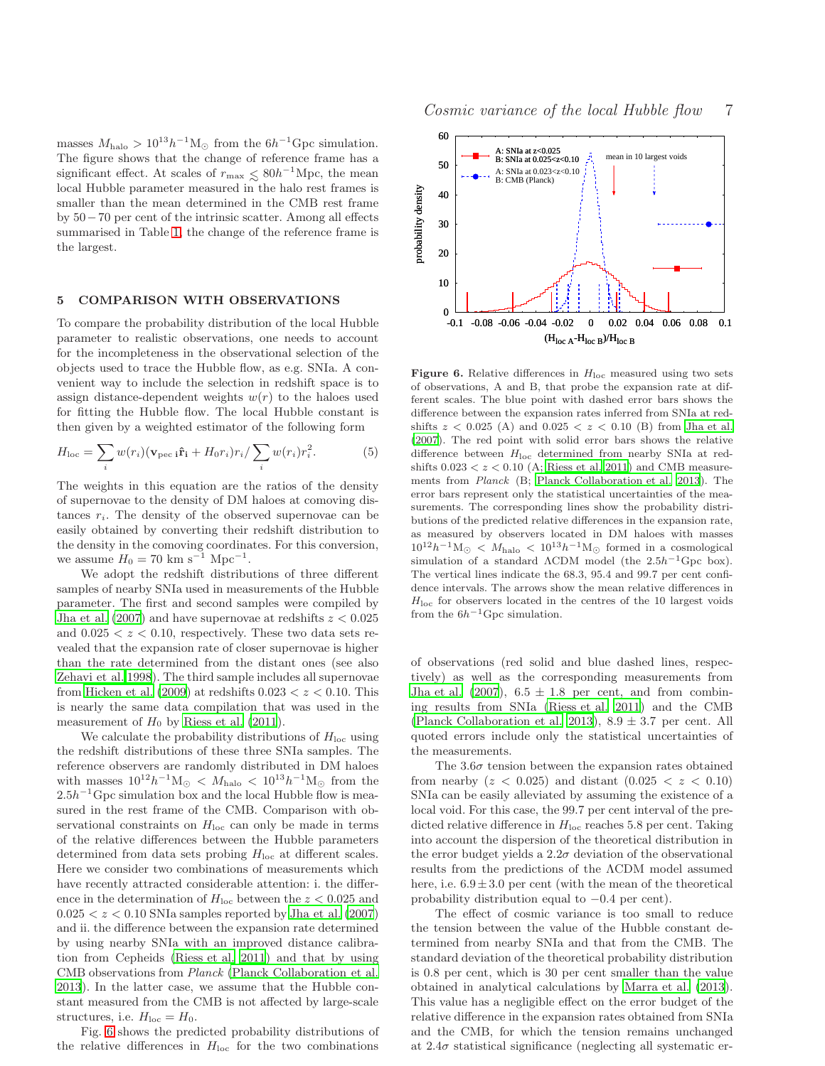masses $M_{\rm halo} > 10^{13}h^{-1}{\rm M}_{\odot}$ from the $6h^{-1}$Gpc simulation. The figure shows that the change of reference frame has a significant effect. At scales of $r_{\rm max} \lesssim 80h^{-1}$Mpc, the mean local Hubble parameter measured in the halo rest frames is smaller than the mean determined in the CMB rest frame by $50-70$ per cent of the intrinsic scatter. Among all effects summarised in Table 1, the change of the reference frame is the largest.

## 5 COMPARISON WITH OBSERVATIONS

To compare the probability distribution of the local Hubble parameter to realistic observations, one needs to account for the incompleteness in the observational selection of the objects used to trace the Hubble flow, as e.g. SNIa. A convenient way to include the selection in redshift space is to assign distance-dependent weights $w(r)$ to the haloes used for fitting the Hubble flow. The local Hubble constant is then given by a weighted estimator of the following form

$$H_{\rm loc} = \sum_i w(r_i)(\mathbf{v}_{\rm pec\ i}\hat{\mathbf{r}}_{\mathbf{i}} + H_0 r_i)r_i / \sum_i w(r_i)r_i^2. \qquad (5)$$

The weights in this equation are the ratios of the density of supernovae to the density of DM haloes at comoving distances $r_i$. The density of the observed supernovae can be easily obtained by converting their redshift distribution to the density in the comoving coordinates. For this conversion, we assume $H_0 = 70$ km s$^{-1}$ Mpc$^{-1}$.

We adopt the redshift distributions of three different samples of nearby SNIa used in measurements of the Hubble parameter. The first and second samples were compiled by Jha et al. (2007) and have supernovae at redshifts $z < 0.025$ and $0.025 < z < 0.10$, respectively. These two data sets revealed that the expansion rate of closer supernovae is higher than the rate determined from the distant ones (see also Zehavi et al. 1998). The third sample includes all supernovae from Hicken et al. (2009) at redshifts $0.023 < z < 0.10$. This is nearly the same data compilation that was used in the measurement of $H_0$ by Riess et al. (2011).

We calculate the probability distributions of $H_{\rm loc}$ using the redshift distributions of these three SNIa samples. The reference observers are randomly distributed in DM haloes with masses $10^{12}h^{-1}{\rm M}_{\odot} < M_{\rm halo} < 10^{13}h^{-1}{\rm M}_{\odot}$ from the $2.5h^{-1}$Gpc simulation box and the local Hubble flow is measured in the rest frame of the CMB. Comparison with observational constraints on $H_{\rm loc}$ can only be made in terms of the relative differences between the Hubble parameters determined from data sets probing $H_{\rm loc}$ at different scales. Here we consider two combinations of measurements which have recently attracted considerable attention: i. the difference in the determination of $H_{\rm loc}$ between the $z < 0.025$ and $0.025 < z < 0.10$ SNIa samples reported by Jha et al. (2007) and ii. the difference between the expansion rate determined by using nearby SNIa with an improved distance calibration from Cepheids (Riess et al. 2011) and that by using CMB observations from *Planck* (Planck Collaboration et al. 2013). In the latter case, we assume that the Hubble constant measured from the CMB is not affected by large-scale structures, i.e. $H_{\rm loc} = H_0$.

Fig. 6 shows the predicted probability distributions of the relative differences in $H_{\rm loc}$ for the two combinations of observations (red solid and blue dashed lines, respectively) as well as the corresponding measurements from Jha et al. (2007), $6.5 \pm 1.8$ per cent, and from combining results from SNIa (Riess et al. 2011) and the CMB (Planck Collaboration et al. 2013), $8.9 \pm 3.7$ per cent. All quoted errors include only the statistical uncertainties of the measurements.

**Figure 6.** Relative differences in $H_{\rm loc}$ measured using two sets of observations, A and B, that probe the expansion rate at different scales. The blue point with dashed error bars shows the difference between the expansion rates inferred from SNIa at redshifts $z < 0.025$ (A) and $0.025 < z < 0.10$ (B) from Jha et al. (2007). The red point with solid error bars shows the relative difference between $H_{\rm loc}$ determined from nearby SNIa at redshifts $0.023 < z < 0.10$ (A; Riess et al. 2011) and CMB measurements from *Planck* (B; Planck Collaboration et al. 2013). The error bars represent only the statistical uncertainties of the measurements. The corresponding lines show the probability distributions of the predicted relative differences in the expansion rate, as measured by observers located in DM haloes with masses $10^{12}h^{-1}{\rm M}_{\odot} < M_{\rm halo} < 10^{13}h^{-1}{\rm M}_{\odot}$ formed in a cosmological simulation of a standard ΛCDM model (the $2.5h^{-1}$Gpc box). The vertical lines indicate the 68.3, 95.4 and 99.7 per cent confidence intervals. The arrows show the mean relative differences in $H_{\rm loc}$ for observers located in the centres of the 10 largest voids from the $6h^{-1}$Gpc simulation.

The $3.6\sigma$ tension between the expansion rates obtained from nearby ($z < 0.025$) and distant ($0.025 < z < 0.10$) SNIa can be easily alleviated by assuming the existence of a local void. For this case, the 99.7 per cent interval of the predicted relative difference in $H_{\rm loc}$ reaches 5.8 per cent. Taking into account the dispersion of the theoretical distribution in the error budget yields a $2.2\sigma$ deviation of the observational results from the predictions of the ΛCDM model assumed here, i.e. $6.9 \pm 3.0$ per cent (with the mean of the theoretical probability distribution equal to $-0.4$ per cent).

The effect of cosmic variance is too small to reduce the tension between the value of the Hubble constant determined from nearby SNIa and that from the CMB. The standard deviation of the theoretical probability distribution is 0.8 per cent, which is 30 per cent smaller than the value obtained in analytical calculations by Marra et al. (2013). This value has a negligible effect on the error budget of the relative difference in the expansion rates obtained from SNIa and the CMB, for which the tension remains unchanged at $2.4\sigma$ statistical significance (neglecting all systematic er-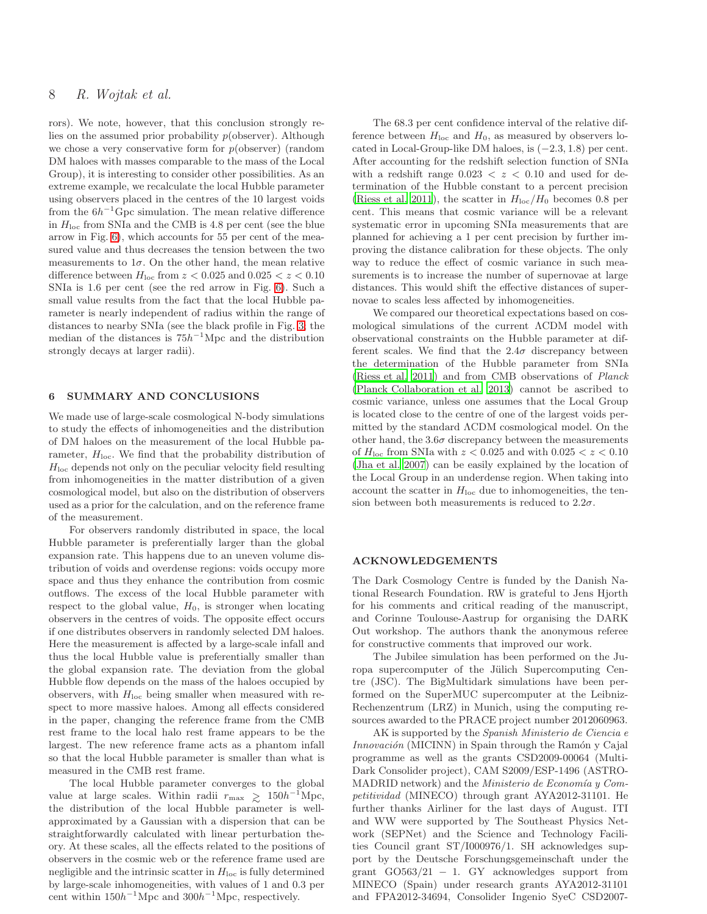rors). We note, however, that this conclusion strongly relies on the assumed prior probability $p(\mathrm{observer})$. Although we chose a very conservative form for $p(\mathrm{observer})$ (random DM haloes with masses comparable to the mass of the Local Group), it is interesting to consider other possibilities. As an extreme example, we recalculate the local Hubble parameter using observers placed in the centres of the 10 largest voids from the $6h^{-1}$Gpc simulation. The mean relative difference in $H_{\rm loc}$ from SNIa and the CMB is 4.8 per cent (see the blue arrow in Fig. 6), which accounts for 55 per cent of the measured value and thus decreases the tension between the two measurements to $1\sigma$. On the other hand, the mean relative difference between $H_{\rm loc}$ from $z < 0.025$ and $0.025 < z < 0.10$ SNIa is 1.6 per cent (see the red arrow in Fig. 6). Such a small value results from the fact that the local Hubble parameter is nearly independent of radius within the range of distances to nearby SNIa (see the black profile in Fig. 3; the median of the distances is $75h^{-1}$Mpc and the distribution strongly decays at larger radii).

## 6 SUMMARY AND CONCLUSIONS

We made use of large-scale cosmological N-body simulations to study the effects of inhomogeneities and the distribution of DM haloes on the measurement of the local Hubble parameter, $H_{\rm loc}$. We find that the probability distribution of $H_{\rm loc}$ depends not only on the peculiar velocity field resulting from inhomogeneities in the matter distribution of a given cosmological model, but also on the distribution of observers used as a prior for the calculation, and on the reference frame of the measurement.

For observers randomly distributed in space, the local Hubble parameter is preferentially larger than the global expansion rate. This happens due to an uneven volume distribution of voids and overdense regions: voids occupy more space and thus they enhance the contribution from cosmic outflows. The excess of the local Hubble parameter with respect to the global value, $H_0$, is stronger when locating observers in the centres of voids. The opposite effect occurs if one distributes observers in randomly selected DM haloes. Here the measurement is affected by a large-scale infall and thus the local Hubble value is preferentially smaller than the global expansion rate. The deviation from the global Hubble flow depends on the mass of the haloes occupied by observers, with $H_{\rm loc}$ being smaller when measured with respect to more massive haloes. Among all effects considered in the paper, changing the reference frame from the CMB rest frame to the local halo rest frame appears to be the largest. The new reference frame acts as a phantom infall so that the local Hubble parameter is smaller than what is measured in the CMB rest frame.

The local Hubble parameter converges to the global value at large scales. Within radii $r_{\rm max} \gtrsim 150h^{-1}$Mpc, the distribution of the local Hubble parameter is well-approximated by a Gaussian with a dispersion that can be straightforwardly calculated with linear perturbation theory. At these scales, all the effects related to the positions of observers in the cosmic web or the reference frame used are negligible and the intrinsic scatter in $H_{\rm loc}$ is fully determined by large-scale inhomogeneities, with values of 1 and 0.3 per cent within $150h^{-1}$Mpc and $300h^{-1}$Mpc, respectively.

The 68.3 per cent confidence interval of the relative difference between $H_{\rm loc}$ and $H_0$, as measured by observers located in Local-Group-like DM haloes, is $(-2.3, 1.8)$ per cent. After accounting for the redshift selection function of SNIa with a redshift range $0.023 < z < 0.10$ and used for determination of the Hubble constant to a percent precision (Riess et al. 2011), the scatter in $H_{\rm loc}/H_0$ becomes 0.8 per cent. This means that cosmic variance will be a relevant systematic error in upcoming SNIa measurements that are planned for achieving a 1 per cent precision by further improving the distance calibration for these objects. The only way to reduce the effect of cosmic variance in such measurements is to increase the number of supernovae at large distances. This would shift the effective distances of supernovae to scales less affected by inhomogeneities.

We compared our theoretical expectations based on cosmological simulations of the current ΛCDM model with observational constraints on the Hubble parameter at different scales. We find that the $2.4\sigma$ discrepancy between the determination of the Hubble parameter from SNIa (Riess et al. 2011) and from CMB observations of *Planck* (Planck Collaboration et al. 2013) cannot be ascribed to cosmic variance, unless one assumes that the Local Group is located close to the centre of one of the largest voids permitted by the standard ΛCDM cosmological model. On the other hand, the $3.6\sigma$ discrepancy between the measurements of $H_{\rm loc}$ from SNIa with $z < 0.025$ and with $0.025 < z < 0.10$ (Jha et al. 2007) can be easily explained by the location of the Local Group in an underdense region. When taking into account the scatter in $H_{\rm loc}$ due to inhomogeneities, the tension between both measurements is reduced to $2.2\sigma$.

## ACKNOWLEDGEMENTS

The Dark Cosmology Centre is funded by the Danish National Research Foundation. RW is grateful to Jens Hjorth for his comments and critical reading of the manuscript, and Corinne Toulouse-Aastrup for organising the DARK Out workshop. The authors thank the anonymous referee for constructive comments that improved our work.

The Jubilee simulation has been performed on the Juropa supercomputer of the Jülich Supercomputing Centre (JSC). The BigMultidark simulations have been performed on the SuperMUC supercomputer at the Leibniz-Rechenzentrum (LRZ) in Munich, using the computing resources awarded to the PRACE project number 2012060963.

AK is supported by the *Spanish Ministerio de Ciencia e Innovación* (MICINN) in Spain through the Ramón y Cajal programme as well as the grants CSD2009-00064 (MultiDark Consolider project), CAM S2009/ESP-1496 (ASTROMADRID network) and the *Ministerio de Economía y Competitividad* (MINECO) through grant AYA2012-31101. He further thanks Airliner for the last days of August. ITI and WW were supported by The Southeast Physics Network (SEPNet) and the Science and Technology Facilities Council grant ST/I000976/1. SH acknowledges support by the Deutsche Forschungsgemeinschaft under the grant GO563/21 − 1. GY acknowledges support from MINECO (Spain) under research grants AYA2012-31101 and FPA2012-34694, Consolider Ingenio SyeC CSD2007-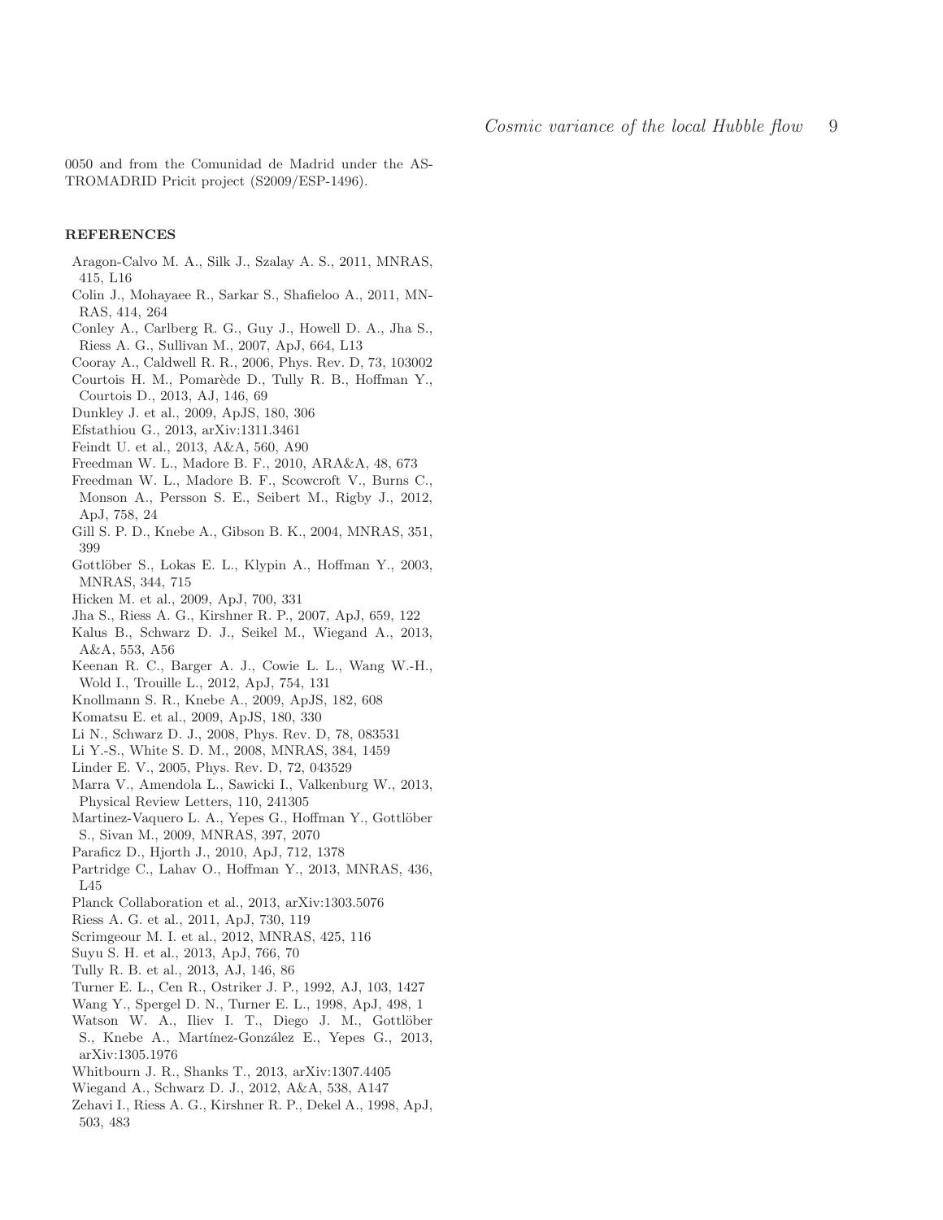0050 and from the Comunidad de Madrid under the ASTROMADRID Pricit project (S2009/ESP-1496).

## REFERENCES

Aragon-Calvo M. A., Silk J., Szalay A. S., 2011, MNRAS, 415, L16

Colin J., Mohayaee R., Sarkar S., Shafieloo A., 2011, MNRAS, 414, 264

Conley A., Carlberg R. G., Guy J., Howell D. A., Jha S., Riess A. G., Sullivan M., 2007, ApJ, 664, L13

Cooray A., Caldwell R. R., 2006, Phys. Rev. D, 73, 103002

Courtois H. M., Pomarède D., Tully R. B., Hoffman Y., Courtois D., 2013, AJ, 146, 69

Dunkley J. et al., 2009, ApJS, 180, 306

Efstathiou G., 2013, arXiv:1311.3461

Feindt U. et al., 2013, A&A, 560, A90

Freedman W. L., Madore B. F., 2010, ARA&A, 48, 673

Freedman W. L., Madore B. F., Scowcroft V., Burns C., Monson A., Persson S. E., Seibert M., Rigby J., 2012, ApJ, 758, 24

Gill S. P. D., Knebe A., Gibson B. K., 2004, MNRAS, 351, 399

Gottlöber S., Łokas E. L., Klypin A., Hoffman Y., 2003, MNRAS, 344, 715

Hicken M. et al., 2009, ApJ, 700, 331

Jha S., Riess A. G., Kirshner R. P., 2007, ApJ, 659, 122

Kalus B., Schwarz D. J., Seikel M., Wiegand A., 2013, A&A, 553, A56

Keenan R. C., Barger A. J., Cowie L. L., Wang W.-H., Wold I., Trouille L., 2012, ApJ, 754, 131

Knollmann S. R., Knebe A., 2009, ApJS, 182, 608

Komatsu E. et al., 2009, ApJS, 180, 330

Li N., Schwarz D. J., 2008, Phys. Rev. D, 78, 083531

Li Y.-S., White S. D. M., 2008, MNRAS, 384, 1459

Linder E. V., 2005, Phys. Rev. D, 72, 043529

Marra V., Amendola L., Sawicki I., Valkenburg W., 2013, Physical Review Letters, 110, 241305

Martinez-Vaquero L. A., Yepes G., Hoffman Y., Gottlöber S., Sivan M., 2009, MNRAS, 397, 2070

Paraficz D., Hjorth J., 2010, ApJ, 712, 1378

Partridge C., Lahav O., Hoffman Y., 2013, MNRAS, 436, L45

Planck Collaboration et al., 2013, arXiv:1303.5076

Riess A. G. et al., 2011, ApJ, 730, 119

Scrimgeour M. I. et al., 2012, MNRAS, 425, 116

Suyu S. H. et al., 2013, ApJ, 766, 70

Tully R. B. et al., 2013, AJ, 146, 86

Turner E. L., Cen R., Ostriker J. P., 1992, AJ, 103, 1427

Wang Y., Spergel D. N., Turner E. L., 1998, ApJ, 498, 1

Watson W. A., Iliev I. T., Diego J. M., Gottlöber S., Knebe A., Martínez-González E., Yepes G., 2013, arXiv:1305.1976

Whitbourn J. R., Shanks T., 2013, arXiv:1307.4405

Wiegand A., Schwarz D. J., 2012, A&A, 538, A147

Zehavi I., Riess A. G., Kirshner R. P., Dekel A., 1998, ApJ, 503, 483